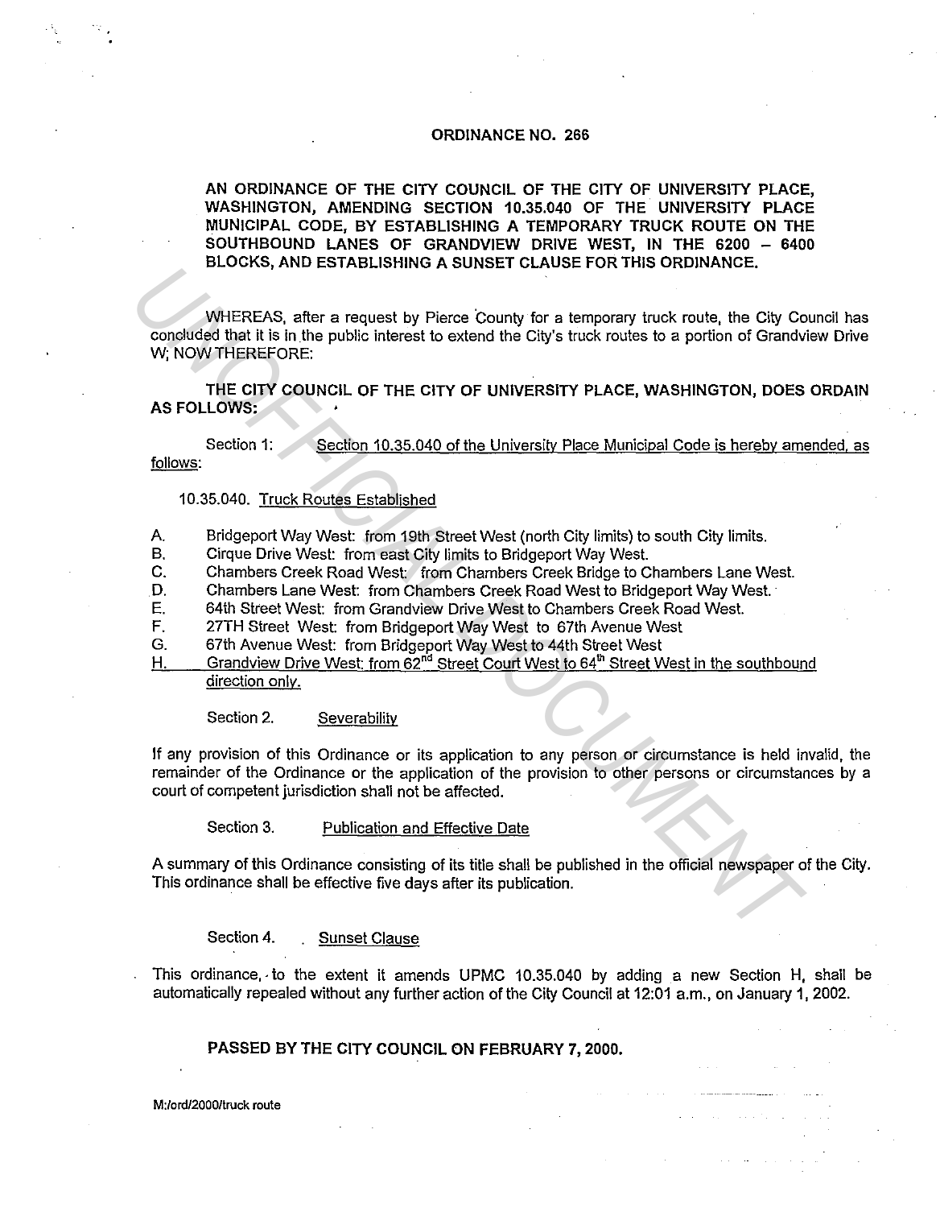# ORDINANCE NO. 266

**AN ORDINANCE OF THE CITY COUNCIL OF THE CITY OF UNIVERSITY PLACE, WASHINGTON, AMENDING SECTION 10.35.040 OF THE UNIVERSITY PLACE MUNICIPAL CODE, BY ESTABLISHING A TEMPORARY TRUCK ROUTE ON THE SOUTHBOUND LANES OF GRANDVIEW DRIVE WEST, IN THE 6200 – 6400 BLOCKS, AND ESTABLISHING A SUNSET CLAUSE FOR THIS ORDINANCE.**

WHEREAS, after a request by Pierce County for a temporary truck route, the City Council has concluded that it is in the public interest to extend the City's truck routes to a portion of Grandview Drive W; NOW THEREFORE:

**THE CITY COUNCIL OF THE CITY OF UNIVERSITY PLACE, WASHINGTON, DOES ORDAIN AS FOLLOWS:**

Section 1: Section 10.35.040 of the University Place Municipal Code is hereby amended, as follows:

10.35.040. Truck Routes Established

A. Bridgeport Way West: from 19th Street West (north City limits) to south City limits.
B. Cirque Drive West: from east City limits to Bridgeport Way West.
C. Chambers Creek Road West: from Chambers Creek Bridge to Chambers Lane West.
D. Chambers Lane West: from Chambers Creek Road West to Bridgeport Way West.
E. 64th Street West: from Grandview Drive West to Chambers Creek Road West.
F. 27TH Street West: from Bridgeport Way West to 67th Avenue West
G. 67th Avenue West: from Bridgeport Way West to 44th Street West
H. Grandview Drive West: from 62nd Street Court West to 64th Street West in the southbound direction only.

Section 2. Severability

If any provision of this Ordinance or its application to any person or circumstance is held invalid, the remainder of the Ordinance or the application of the provision to other persons or circumstances by a court of competent jurisdiction shall not be affected.

Section 3. Publication and Effective Date

A summary of this Ordinance consisting of its title shall be published in the official newspaper of the City. This ordinance shall be effective five days after its publication.

Section 4. Sunset Clause

This ordinance, to the extent it amends UPMC 10.35.040 by adding a new Section H, shall be automatically repealed without any further action of the City Council at 12:01 a.m., on January 1, 2002.

**PASSED BY THE CITY COUNCIL ON FEBRUARY 7, 2000.**

M:/ord/2000/truck route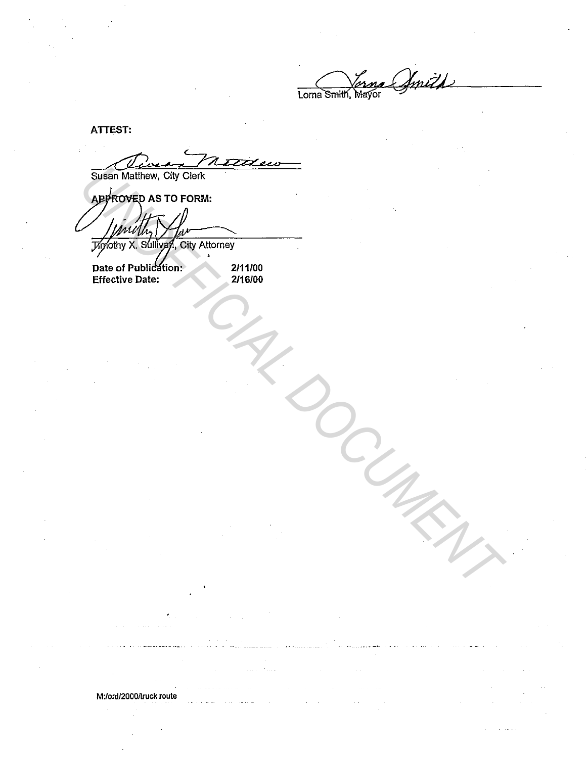Lorna Smith, Mayor

**ATTEST:**

Susan Matthew, City Clerk

**APPROVED AS TO FORM:**

Timothy X. Sullivan, City Attorney

| | |
|---|---|
| **Date of Publication:** | **2/11/00** |
| **Effective Date:** | **2/16/00** |

UNOFFICIAL DOCUMENT

M:/ord/2000/truck route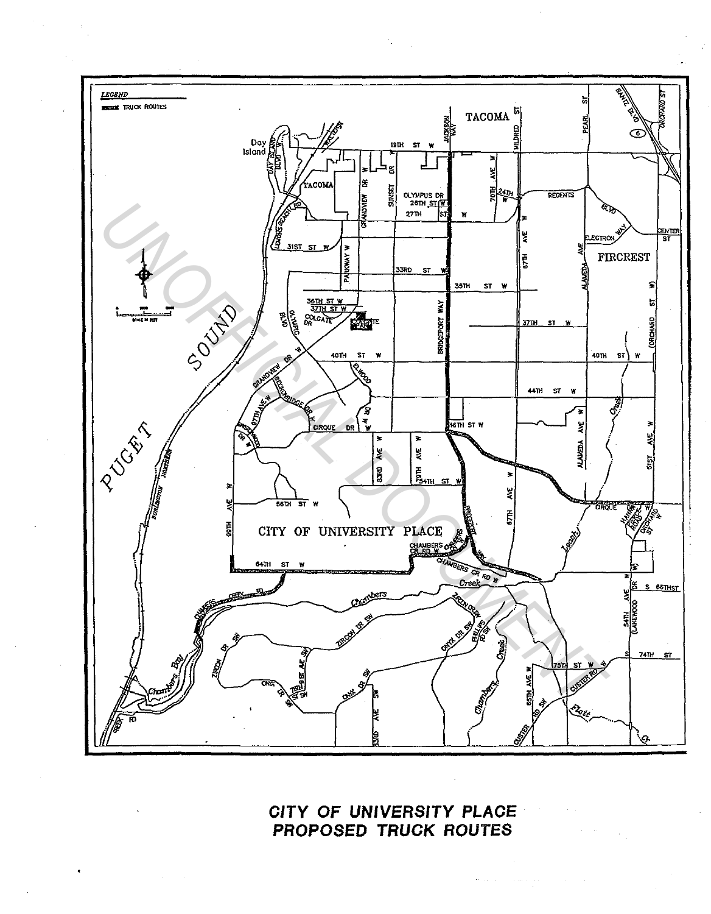**CITY OF UNIVERSITY PLACE**
**PROPOSED TRUCK ROUTES**